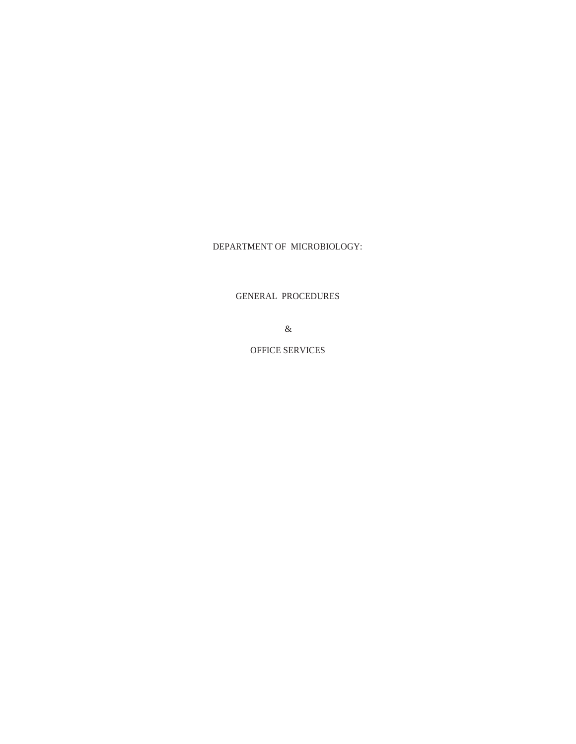# DEPARTMENT OF MICROBIOLOGY:

## GENERAL PROCEDURES

## &

## OFFICE SERVICES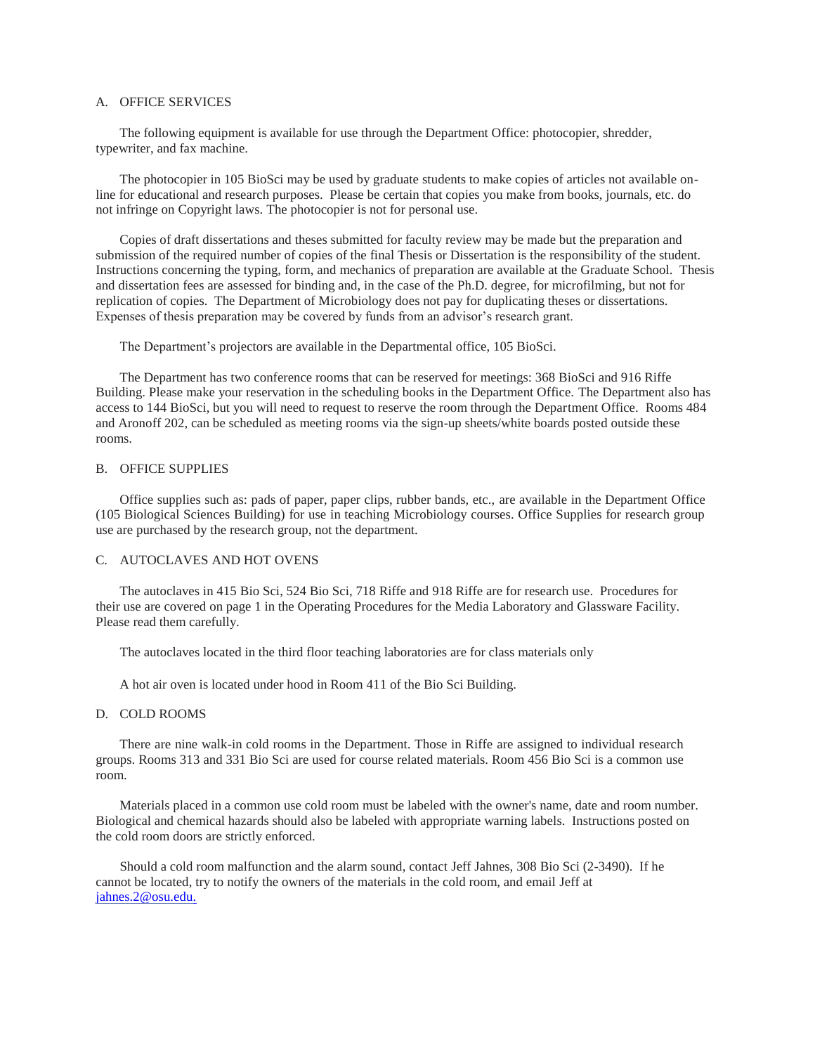## A. OFFICE SERVICES

The following equipment is available for use through the Department Office: photocopier, shredder, typewriter, and fax machine.

The photocopier in 105 BioSci may be used by graduate students to make copies of articles not available on-line for educational and research purposes. Please be certain that copies you make from books, journals, etc. do not infringe on Copyright laws. The photocopier is not for personal use.

Copies of draft dissertations and theses submitted for faculty review may be made but the preparation and submission of the required number of copies of the final Thesis or Dissertation is the responsibility of the student. Instructions concerning the typing, form, and mechanics of preparation are available at the Graduate School. Thesis and dissertation fees are assessed for binding and, in the case of the Ph.D. degree, for microfilming, but not for replication of copies. The Department of Microbiology does not pay for duplicating theses or dissertations. Expenses of thesis preparation may be covered by funds from an advisor's research grant.

The Department's projectors are available in the Departmental office, 105 BioSci.

The Department has two conference rooms that can be reserved for meetings: 368 BioSci and 916 Riffe Building. Please make your reservation in the scheduling books in the Department Office. The Department also has access to 144 BioSci, but you will need to request to reserve the room through the Department Office. Rooms 484 and Aronoff 202, can be scheduled as meeting rooms via the sign-up sheets/white boards posted outside these rooms.

## B. OFFICE SUPPLIES

Office supplies such as: pads of paper, paper clips, rubber bands, etc., are available in the Department Office (105 Biological Sciences Building) for use in teaching Microbiology courses. Office Supplies for research group use are purchased by the research group, not the department.

## C. AUTOCLAVES AND HOT OVENS

The autoclaves in 415 Bio Sci, 524 Bio Sci, 718 Riffe and 918 Riffe are for research use. Procedures for their use are covered on page 1 in the Operating Procedures for the Media Laboratory and Glassware Facility. Please read them carefully.

The autoclaves located in the third floor teaching laboratories are for class materials only

A hot air oven is located under hood in Room 411 of the Bio Sci Building.

## D. COLD ROOMS

There are nine walk-in cold rooms in the Department. Those in Riffe are assigned to individual research groups. Rooms 313 and 331 Bio Sci are used for course related materials. Room 456 Bio Sci is a common use room.

Materials placed in a common use cold room must be labeled with the owner's name, date and room number. Biological and chemical hazards should also be labeled with appropriate warning labels. Instructions posted on the cold room doors are strictly enforced.

Should a cold room malfunction and the alarm sound, contact Jeff Jahnes, 308 Bio Sci (2-3490). If he cannot be located, try to notify the owners of the materials in the cold room, and email Jeff at jahnes.2@osu.edu.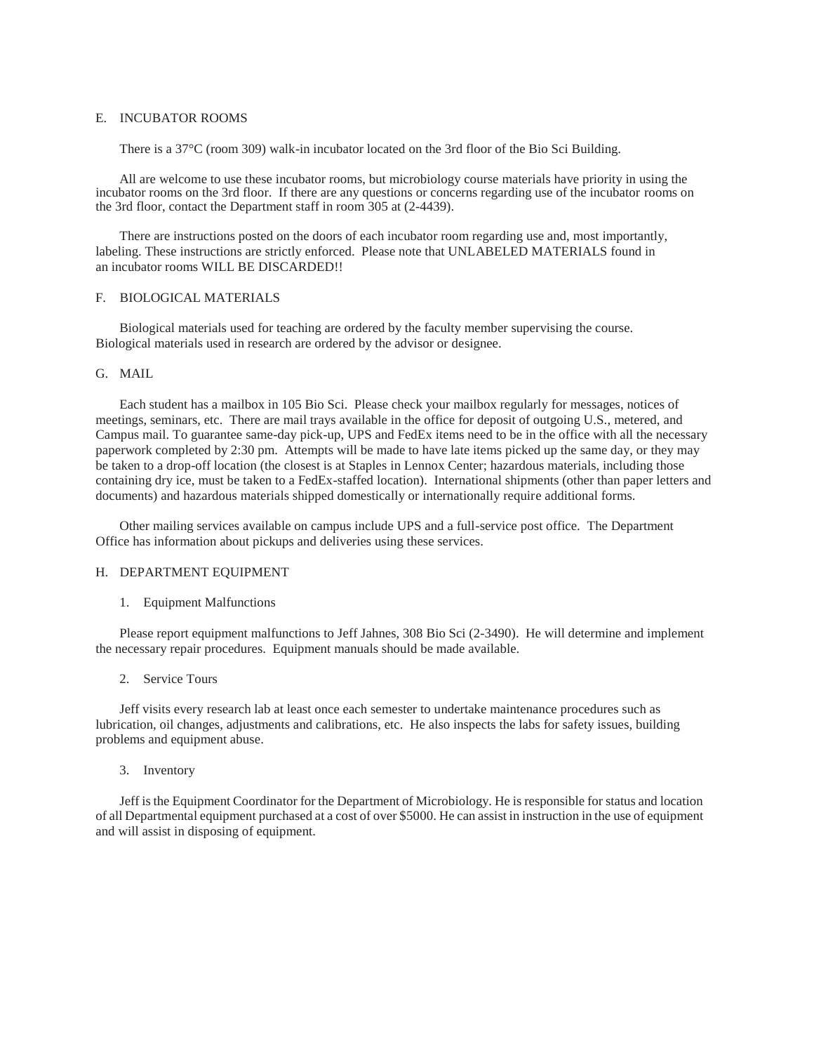## E. INCUBATOR ROOMS

There is a 37°C (room 309) walk-in incubator located on the 3rd floor of the Bio Sci Building.

All are welcome to use these incubator rooms, but microbiology course materials have priority in using the incubator rooms on the 3rd floor. If there are any questions or concerns regarding use of the incubator rooms on the 3rd floor, contact the Department staff in room 305 at (2-4439).

There are instructions posted on the doors of each incubator room regarding use and, most importantly, labeling. These instructions are strictly enforced. Please note that UNLABELED MATERIALS found in an incubator rooms WILL BE DISCARDED!!

## F. BIOLOGICAL MATERIALS

Biological materials used for teaching are ordered by the faculty member supervising the course. Biological materials used in research are ordered by the advisor or designee.

## G. MAIL

Each student has a mailbox in 105 Bio Sci. Please check your mailbox regularly for messages, notices of meetings, seminars, etc. There are mail trays available in the office for deposit of outgoing U.S., metered, and Campus mail. To guarantee same-day pick-up, UPS and FedEx items need to be in the office with all the necessary paperwork completed by 2:30 pm. Attempts will be made to have late items picked up the same day, or they may be taken to a drop-off location (the closest is at Staples in Lennox Center; hazardous materials, including those containing dry ice, must be taken to a FedEx-staffed location). International shipments (other than paper letters and documents) and hazardous materials shipped domestically or internationally require additional forms.

Other mailing services available on campus include UPS and a full-service post office. The Department Office has information about pickups and deliveries using these services.

## H. DEPARTMENT EQUIPMENT

### 1. Equipment Malfunctions

Please report equipment malfunctions to Jeff Jahnes, 308 Bio Sci (2-3490). He will determine and implement the necessary repair procedures. Equipment manuals should be made available.

### 2. Service Tours

Jeff visits every research lab at least once each semester to undertake maintenance procedures such as lubrication, oil changes, adjustments and calibrations, etc. He also inspects the labs for safety issues, building problems and equipment abuse.

### 3. Inventory

Jeff is the Equipment Coordinator for the Department of Microbiology. He is responsible for status and location of all Departmental equipment purchased at a cost of over $5000. He can assist in instruction in the use of equipment and will assist in disposing of equipment.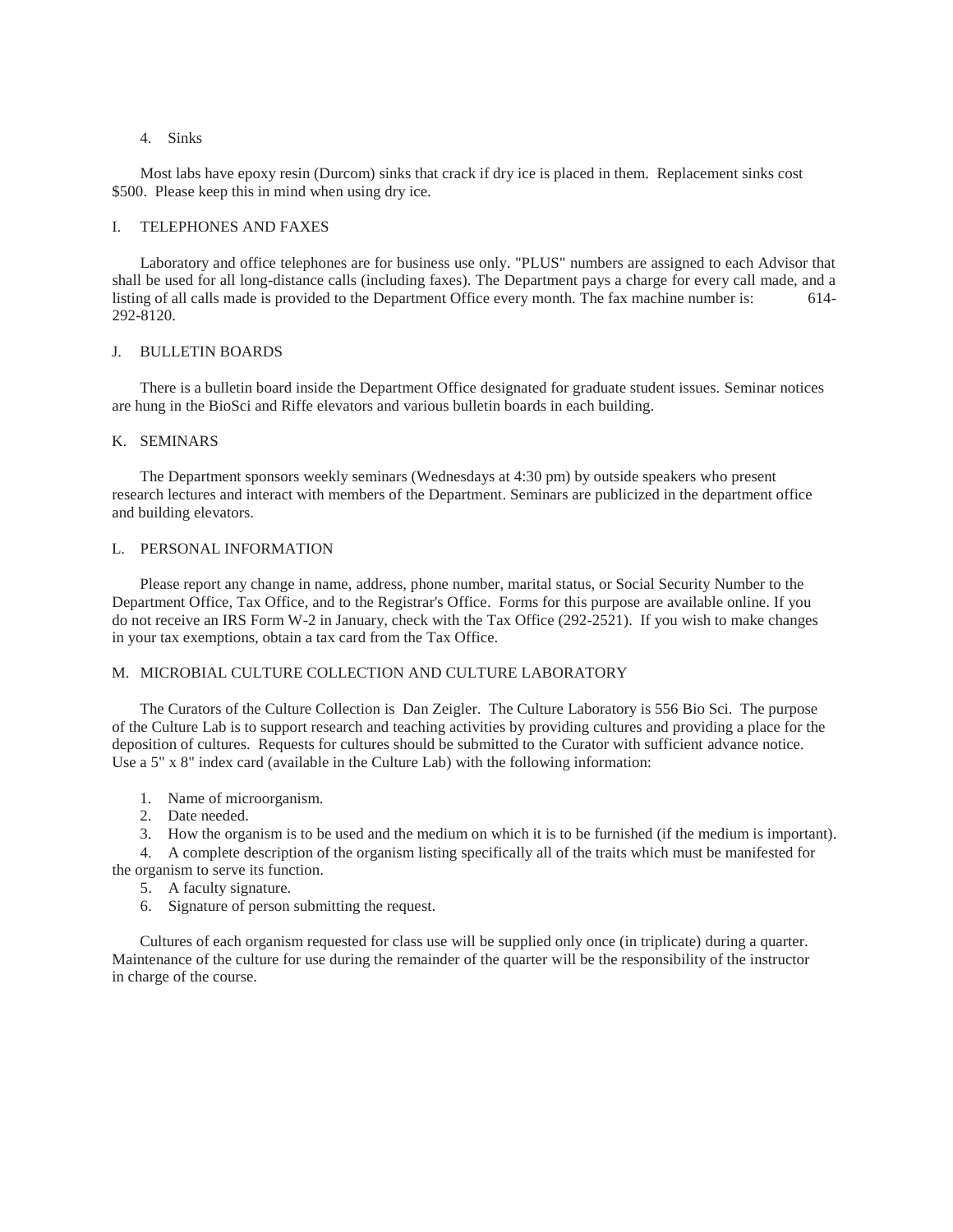4. Sinks

Most labs have epoxy resin (Durcom) sinks that crack if dry ice is placed in them. Replacement sinks cost $500. Please keep this in mind when using dry ice.

## I. TELEPHONES AND FAXES

Laboratory and office telephones are for business use only. "PLUS" numbers are assigned to each Advisor that shall be used for all long-distance calls (including faxes). The Department pays a charge for every call made, and a listing of all calls made is provided to the Department Office every month. The fax machine number is: 614-292-8120.

## J. BULLETIN BOARDS

There is a bulletin board inside the Department Office designated for graduate student issues. Seminar notices are hung in the BioSci and Riffe elevators and various bulletin boards in each building.

## K. SEMINARS

The Department sponsors weekly seminars (Wednesdays at 4:30 pm) by outside speakers who present research lectures and interact with members of the Department. Seminars are publicized in the department office and building elevators.

## L. PERSONAL INFORMATION

Please report any change in name, address, phone number, marital status, or Social Security Number to the Department Office, Tax Office, and to the Registrar's Office. Forms for this purpose are available online. If you do not receive an IRS Form W-2 in January, check with the Tax Office (292-2521). If you wish to make changes in your tax exemptions, obtain a tax card from the Tax Office.

## M. MICROBIAL CULTURE COLLECTION AND CULTURE LABORATORY

The Curators of the Culture Collection is Dan Zeigler. The Culture Laboratory is 556 Bio Sci. The purpose of the Culture Lab is to support research and teaching activities by providing cultures and providing a place for the deposition of cultures. Requests for cultures should be submitted to the Curator with sufficient advance notice. Use a 5" x 8" index card (available in the Culture Lab) with the following information:

1. Name of microorganism.
2. Date needed.
3. How the organism is to be used and the medium on which it is to be furnished (if the medium is important).
4. A complete description of the organism listing specifically all of the traits which must be manifested for the organism to serve its function.
5. A faculty signature.
6. Signature of person submitting the request.

Cultures of each organism requested for class use will be supplied only once (in triplicate) during a quarter. Maintenance of the culture for use during the remainder of the quarter will be the responsibility of the instructor in charge of the course.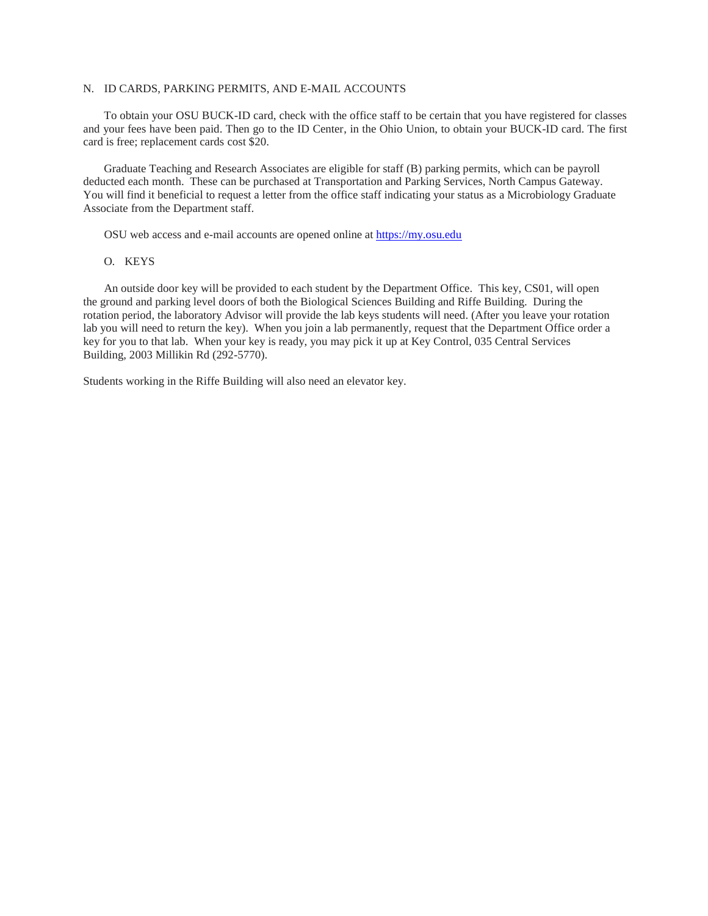## N. ID CARDS, PARKING PERMITS, AND E-MAIL ACCOUNTS

To obtain your OSU BUCK-ID card, check with the office staff to be certain that you have registered for classes and your fees have been paid. Then go to the ID Center, in the Ohio Union, to obtain your BUCK-ID card. The first card is free; replacement cards cost $20.

Graduate Teaching and Research Associates are eligible for staff (B) parking permits, which can be payroll deducted each month. These can be purchased at Transportation and Parking Services, North Campus Gateway. You will find it beneficial to request a letter from the office staff indicating your status as a Microbiology Graduate Associate from the Department staff.

OSU web access and e-mail accounts are opened online at https://my.osu.edu

## O. KEYS

An outside door key will be provided to each student by the Department Office. This key, CS01, will open the ground and parking level doors of both the Biological Sciences Building and Riffe Building. During the rotation period, the laboratory Advisor will provide the lab keys students will need. (After you leave your rotation lab you will need to return the key). When you join a lab permanently, request that the Department Office order a key for you to that lab. When your key is ready, you may pick it up at Key Control, 035 Central Services Building, 2003 Millikin Rd (292-5770).

Students working in the Riffe Building will also need an elevator key.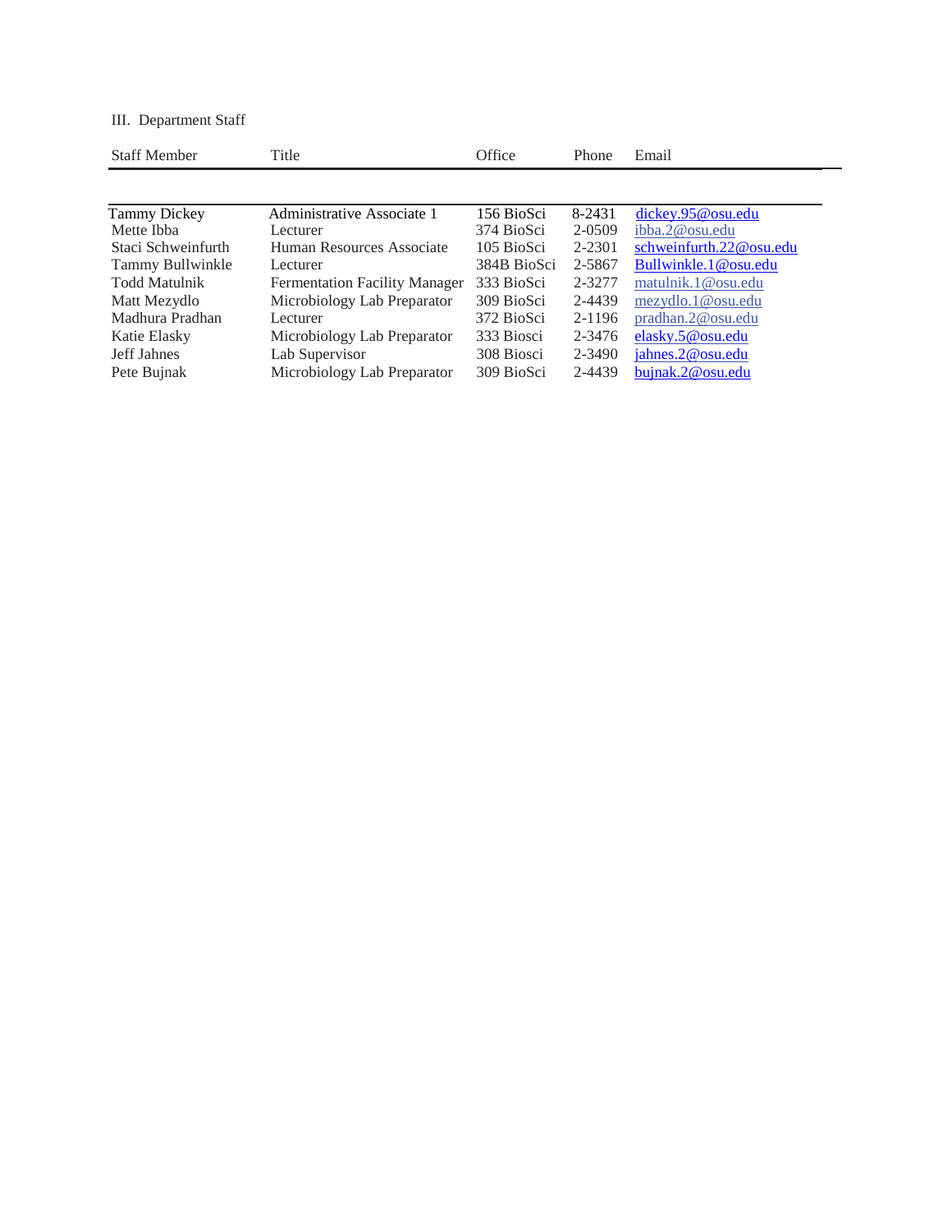III. Department Staff

| Staff Member | Title | Office | Phone | Email |
|---|---|---|---|---|
| Tammy Dickey | Administrative Associate 1 | 156 BioSci | 8-2431 | dickey.95@osu.edu |
| Mette Ibba | Lecturer | 374 BioSci | 2-0509 | ibba.2@osu.edu |
| Staci Schweinfurth | Human Resources Associate | 105 BioSci | 2-2301 | schweinfurth.22@osu.edu |
| Tammy Bullwinkle | Lecturer | 384B BioSci | 2-5867 | Bullwinkle.1@osu.edu |
| Todd Matulnik | Fermentation Facility Manager | 333 BioSci | 2-3277 | matulnik.1@osu.edu |
| Matt Mezydlo | Microbiology Lab Preparator | 309 BioSci | 2-4439 | mezydlo.1@osu.edu |
| Madhura Pradhan | Lecturer | 372 BioSci | 2-1196 | pradhan.2@osu.edu |
| Katie Elasky | Microbiology Lab Preparator | 333 Biosci | 2-3476 | elasky.5@osu.edu |
| Jeff Jahnes | Lab Supervisor | 308 Biosci | 2-3490 | jahnes.2@osu.edu |
| Pete Bujnak | Microbiology Lab Preparator | 309 BioSci | 2-4439 | bujnak.2@osu.edu |